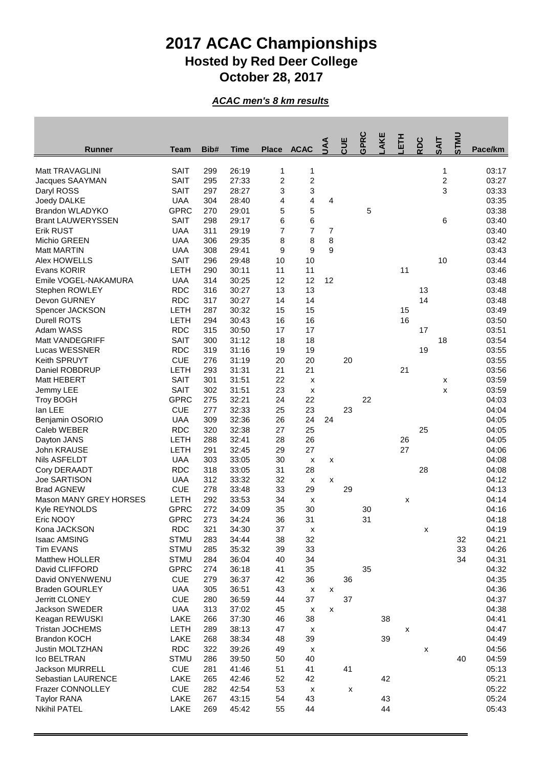# 2017 ACAC Championships

## Hosted by Red Deer College

## October 28, 2017

***ACAC men's 8 km results***

| Runner | Team | Bib# | Time | Place | ACAC | UAA | CUE | GPRC | LAKE | LETH | RDC | SAIT | STMU | Pace/km |
|---|---|---|---|---|---|---|---|---|---|---|---|---|---|---|
| Matt TRAVAGLINI | SAIT | 299 | 26:19 | 1 | 1 | | | | | | | 1 | | 03:17 |
| Jacques SAAYMAN | SAIT | 295 | 27:33 | 2 | 2 | | | | | | | 2 | | 03:27 |
| Daryl ROSS | SAIT | 297 | 28:27 | 3 | 3 | | | | | | | 3 | | 03:33 |
| Joedy DALKE | UAA | 304 | 28:40 | 4 | 4 | 4 | | | | | | | | 03:35 |
| Brandon WLADYKO | GPRC | 270 | 29:01 | 5 | 5 | | | 5 | | | | | | 03:38 |
| Brant LAUWERYSSEN | SAIT | 298 | 29:17 | 6 | 6 | | | | | | | 6 | | 03:40 |
| Erik RUST | UAA | 311 | 29:19 | 7 | 7 | 7 | | | | | | | | 03:40 |
| Michio GREEN | UAA | 306 | 29:35 | 8 | 8 | 8 | | | | | | | | 03:42 |
| Matt MARTIN | UAA | 308 | 29:41 | 9 | 9 | 9 | | | | | | | | 03:43 |
| Alex HOWELLS | SAIT | 296 | 29:48 | 10 | 10 | | | | | | | 10 | | 03:44 |
| Evans KORIR | LETH | 290 | 30:11 | 11 | 11 | | | | | 11 | | | | 03:46 |
| Emile VOGEL-NAKAMURA | UAA | 314 | 30:25 | 12 | 12 | 12 | | | | | | | | 03:48 |
| Stephen ROWLEY | RDC | 316 | 30:27 | 13 | 13 | | | | | | 13 | | | 03:48 |
| Devon GURNEY | RDC | 317 | 30:27 | 14 | 14 | | | | | | 14 | | | 03:48 |
| Spencer JACKSON | LETH | 287 | 30:32 | 15 | 15 | | | | | 15 | | | | 03:49 |
| Durell ROTS | LETH | 294 | 30:43 | 16 | 16 | | | | | 16 | | | | 03:50 |
| Adam WASS | RDC | 315 | 30:50 | 17 | 17 | | | | | | 17 | | | 03:51 |
| Matt VANDEGRIFF | SAIT | 300 | 31:12 | 18 | 18 | | | | | | | 18 | | 03:54 |
| Lucas WESSNER | RDC | 319 | 31:16 | 19 | 19 | | | | | | 19 | | | 03:55 |
| Keith SPRUYT | CUE | 276 | 31:19 | 20 | 20 | | 20 | | | | | | | 03:55 |
| Daniel ROBDRUP | LETH | 293 | 31:31 | 21 | 21 | | | | | 21 | | | | 03:56 |
| Matt HEBERT | SAIT | 301 | 31:51 | 22 | x | | | | | | | x | | 03:59 |
| Jemmy LEE | SAIT | 302 | 31:51 | 23 | x | | | | | | | x | | 03:59 |
| Troy BOGH | GPRC | 275 | 32:21 | 24 | 22 | | | 22 | | | | | | 04:03 |
| Ian LEE | CUE | 277 | 32:33 | 25 | 23 | | 23 | | | | | | | 04:04 |
| Benjamin OSORIO | UAA | 309 | 32:36 | 26 | 24 | 24 | | | | | | | | 04:05 |
| Caleb WEBER | RDC | 320 | 32:38 | 27 | 25 | | | | | | 25 | | | 04:05 |
| Dayton JANS | LETH | 288 | 32:41 | 28 | 26 | | | | | 26 | | | | 04:05 |
| John KRAUSE | LETH | 291 | 32:45 | 29 | 27 | | | | | 27 | | | | 04:06 |
| Nils ASFELDT | UAA | 303 | 33:05 | 30 | x | x | | | | | | | | 04:08 |
| Cory DERAADT | RDC | 318 | 33:05 | 31 | 28 | | | | | | 28 | | | 04:08 |
| Joe SARTISON | UAA | 312 | 33:32 | 32 | x | x | | | | | | | | 04:12 |
| Brad AGNEW | CUE | 278 | 33:48 | 33 | 29 | | 29 | | | | | | | 04:13 |
| Mason MANY GREY HORSES | LETH | 292 | 33:53 | 34 | x | | | | | x | | | | 04:14 |
| Kyle REYNOLDS | GPRC | 272 | 34:09 | 35 | 30 | | | 30 | | | | | | 04:16 |
| Eric NOOY | GPRC | 273 | 34:24 | 36 | 31 | | | 31 | | | | | | 04:18 |
| Kona JACKSON | RDC | 321 | 34:30 | 37 | x | | | | | | x | | | 04:19 |
| Isaac AMSING | STMU | 283 | 34:44 | 38 | 32 | | | | | | | | 32 | 04:21 |
| Tim EVANS | STMU | 285 | 35:32 | 39 | 33 | | | | | | | | 33 | 04:26 |
| Matthew HOLLER | STMU | 284 | 36:04 | 40 | 34 | | | | | | | | 34 | 04:31 |
| David CLIFFORD | GPRC | 274 | 36:18 | 41 | 35 | | | 35 | | | | | | 04:32 |
| David ONYENWENU | CUE | 279 | 36:37 | 42 | 36 | | 36 | | | | | | | 04:35 |
| Braden GOURLEY | UAA | 305 | 36:51 | 43 | x | x | | | | | | | | 04:36 |
| Jerritt CLONEY | CUE | 280 | 36:59 | 44 | 37 | | 37 | | | | | | | 04:37 |
| Jackson SWEDER | UAA | 313 | 37:02 | 45 | x | x | | | | | | | | 04:38 |
| Keagan REWUSKI | LAKE | 266 | 37:30 | 46 | 38 | | | | 38 | | | | | 04:41 |
| Tristan JOCHEMS | LETH | 289 | 38:13 | 47 | x | | | | | x | | | | 04:47 |
| Brandon KOCH | LAKE | 268 | 38:34 | 48 | 39 | | | | 39 | | | | | 04:49 |
| Justin MOLTZHAN | RDC | 322 | 39:26 | 49 | x | | | | | | x | | | 04:56 |
| Ico BELTRAN | STMU | 286 | 39:50 | 50 | 40 | | | | | | | | 40 | 04:59 |
| Jackson MURRELL | CUE | 281 | 41:46 | 51 | 41 | | 41 | | | | | | | 05:13 |
| Sebastian LAURENCE | LAKE | 265 | 42:46 | 52 | 42 | | | | 42 | | | | | 05:21 |
| Frazer CONNOLLEY | CUE | 282 | 42:54 | 53 | x | | x | | | | | | | 05:22 |
| Taylor RANA | LAKE | 267 | 43:15 | 54 | 43 | | | | 43 | | | | | 05:24 |
| Nkihil PATEL | LAKE | 269 | 45:42 | 55 | 44 | | | | 44 | | | | | 05:43 |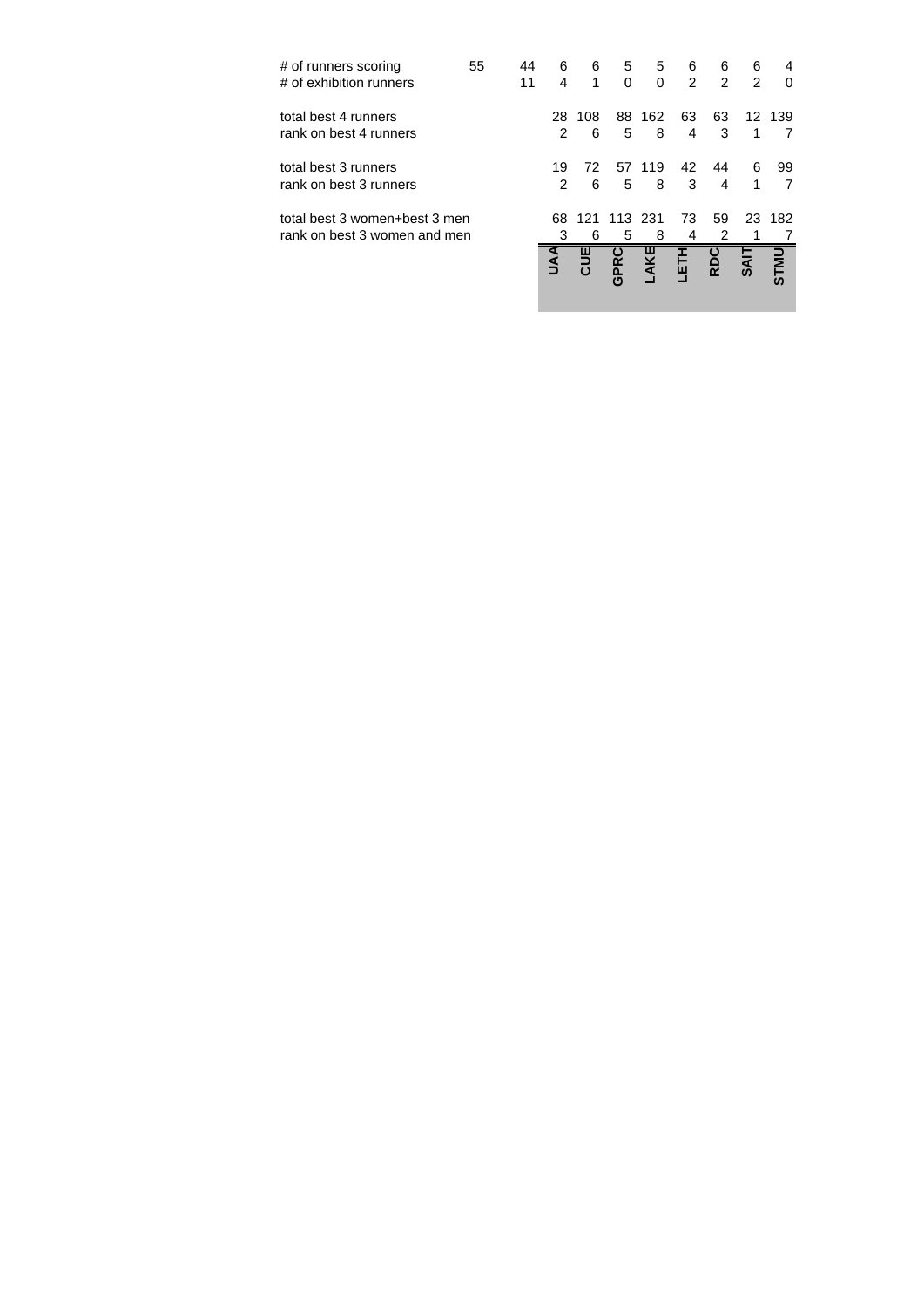| | | | UAA | CUE | GPRC | LAKE | LETH | RDC | SAIT | STMU |
|---|---|---|---|---|---|---|---|---|---|---|
| # of runners scoring | 55 | 44 | 6 | 6 | 5 | 5 | 6 | 6 | 6 | 4 |
| # of exhibition runners | | 11 | 4 | 1 | 0 | 0 | 2 | 2 | 2 | 0 |
| total best 4 runners | | | 28 | 108 | 88 | 162 | 63 | 63 | 12 | 139 |
| rank on best 4 runners | | | 2 | 6 | 5 | 8 | 4 | 3 | 1 | 7 |
| total best 3 runners | | | 19 | 72 | 57 | 119 | 42 | 44 | 6 | 99 |
| rank on best 3 runners | | | 2 | 6 | 5 | 8 | 3 | 4 | 1 | 7 |
| total best 3 women+best 3 men | | | 68 | 121 | 113 | 231 | 73 | 59 | 23 | 182 |
| rank on best 3 women and men | | | 3 | 6 | 5 | 8 | 4 | 2 | 1 | 7 |